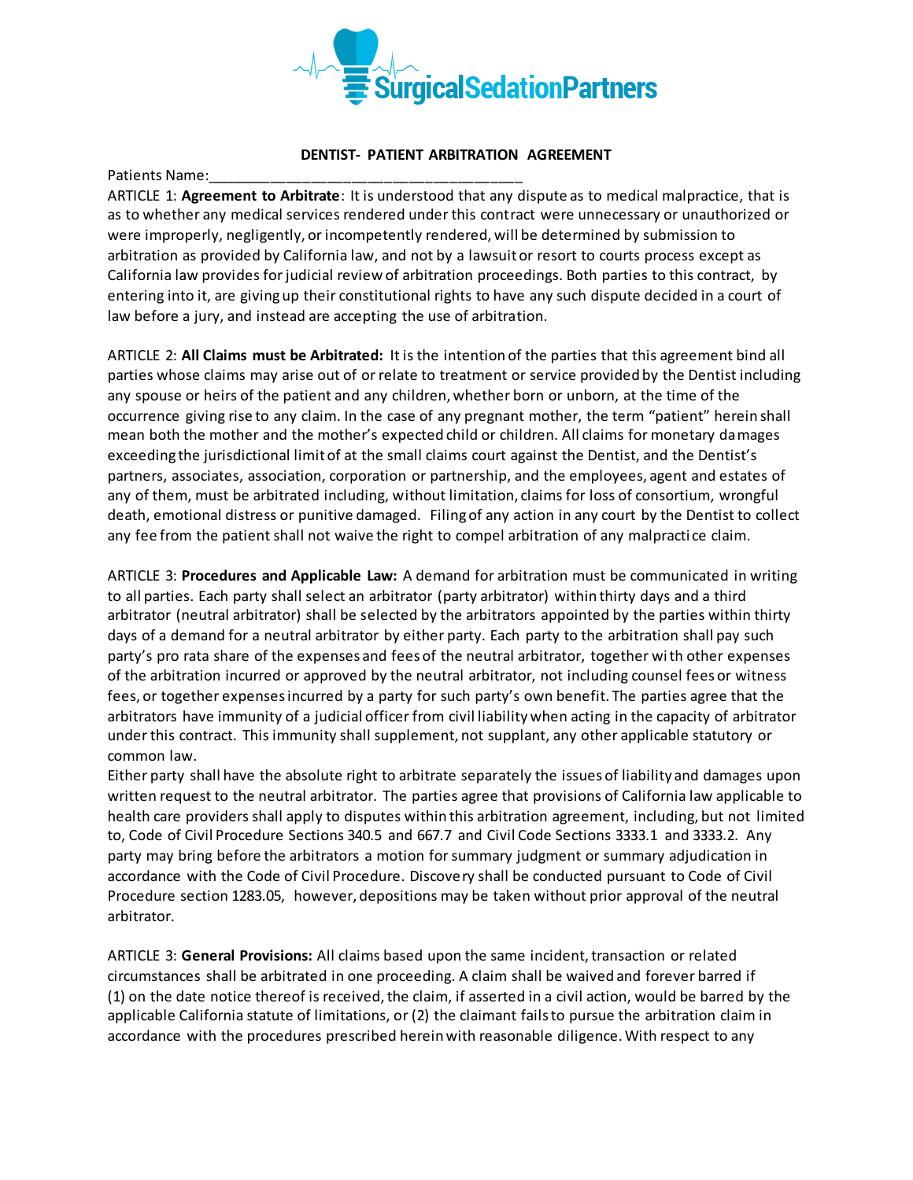SurgicalSedationPartners

## DENTIST- PATIENT ARBITRATION AGREEMENT

Patients Name:_____________________________________

ARTICLE 1: **Agreement to Arbitrate**: It is understood that any dispute as to medical malpractice, that is as to whether any medical services rendered under this contract were unnecessary or unauthorized or were improperly, negligently, or incompetently rendered, will be determined by submission to arbitration as provided by California law, and not by a lawsuit or resort to courts process except as California law provides for judicial review of arbitration proceedings. Both parties to this contract, by entering into it, are giving up their constitutional rights to have any such dispute decided in a court of law before a jury, and instead are accepting the use of arbitration.

ARTICLE 2: **All Claims must be Arbitrated:** It is the intention of the parties that this agreement bind all parties whose claims may arise out of or relate to treatment or service provided by the Dentist including any spouse or heirs of the patient and any children, whether born or unborn, at the time of the occurrence giving rise to any claim. In the case of any pregnant mother, the term "patient" herein shall mean both the mother and the mother's expected child or children. All claims for monetary damages exceeding the jurisdictional limit of at the small claims court against the Dentist, and the Dentist's partners, associates, association, corporation or partnership, and the employees, agent and estates of any of them, must be arbitrated including, without limitation, claims for loss of consortium, wrongful death, emotional distress or punitive damaged. Filing of any action in any court by the Dentist to collect any fee from the patient shall not waive the right to compel arbitration of any malpractice claim.

ARTICLE 3: **Procedures and Applicable Law:** A demand for arbitration must be communicated in writing to all parties. Each party shall select an arbitrator (party arbitrator) within thirty days and a third arbitrator (neutral arbitrator) shall be selected by the arbitrators appointed by the parties within thirty days of a demand for a neutral arbitrator by either party. Each party to the arbitration shall pay such party's pro rata share of the expenses and fees of the neutral arbitrator, together with other expenses of the arbitration incurred or approved by the neutral arbitrator, not including counsel fees or witness fees, or together expenses incurred by a party for such party's own benefit. The parties agree that the arbitrators have immunity of a judicial officer from civil liability when acting in the capacity of arbitrator under this contract. This immunity shall supplement, not supplant, any other applicable statutory or common law.

Either party shall have the absolute right to arbitrate separately the issues of liability and damages upon written request to the neutral arbitrator. The parties agree that provisions of California law applicable to health care providers shall apply to disputes within this arbitration agreement, including, but not limited to, Code of Civil Procedure Sections 340.5 and 667.7 and Civil Code Sections 3333.1 and 3333.2. Any party may bring before the arbitrators a motion for summary judgment or summary adjudication in accordance with the Code of Civil Procedure. Discovery shall be conducted pursuant to Code of Civil Procedure section 1283.05, however, depositions may be taken without prior approval of the neutral arbitrator.

ARTICLE 3: **General Provisions:** All claims based upon the same incident, transaction or related circumstances shall be arbitrated in one proceeding. A claim shall be waived and forever barred if (1) on the date notice thereof is received, the claim, if asserted in a civil action, would be barred by the applicable California statute of limitations, or (2) the claimant fails to pursue the arbitration claim in accordance with the procedures prescribed herein with reasonable diligence. With respect to any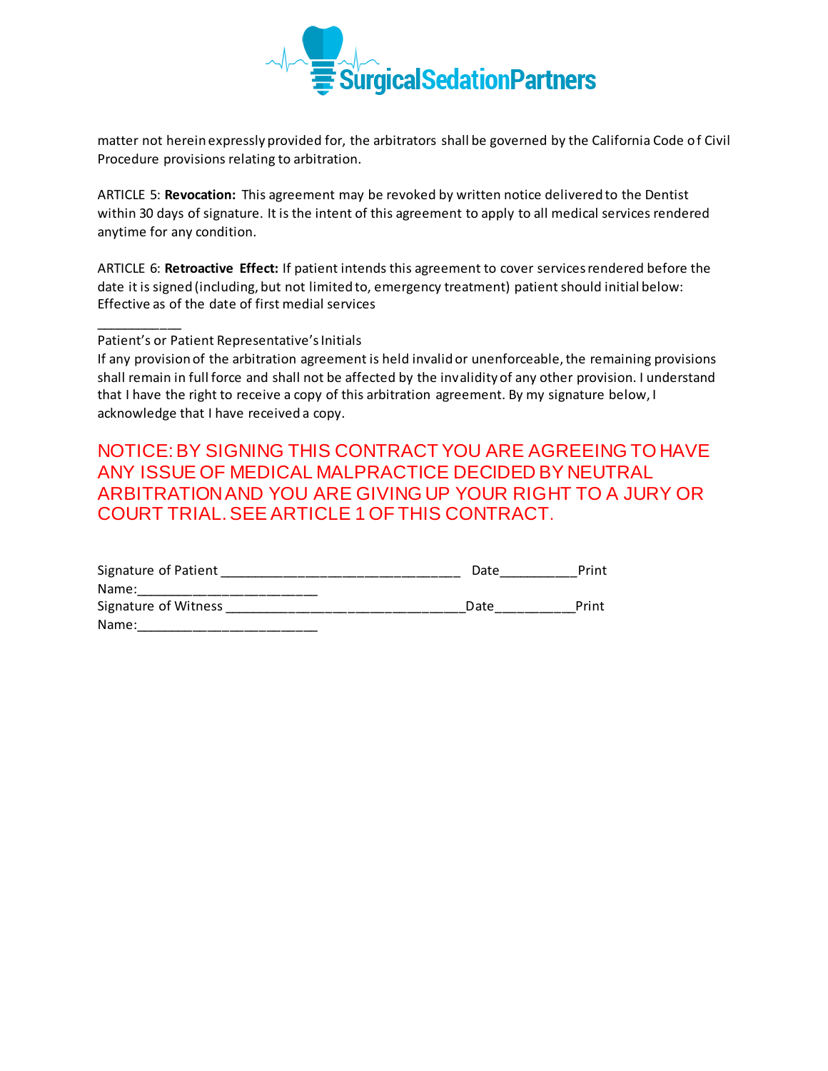matter not herein expressly provided for, the arbitrators shall be governed by the California Code of Civil Procedure provisions relating to arbitration.

ARTICLE 5: **Revocation:** This agreement may be revoked by written notice delivered to the Dentist within 30 days of signature. It is the intent of this agreement to apply to all medical services rendered anytime for any condition.

ARTICLE 6: **Retroactive Effect:** If patient intends this agreement to cover services rendered before the date it is signed (including, but not limited to, emergency treatment) patient should initial below: Effective as of the date of first medial services

___________
Patient's or Patient Representative's Initials

If any provision of the arbitration agreement is held invalid or unenforceable, the remaining provisions shall remain in full force and shall not be affected by the invalidity of any other provision. I understand that I have the right to receive a copy of this arbitration agreement. By my signature below, I acknowledge that I have received a copy.

NOTICE: BY SIGNING THIS CONTRACT YOU ARE AGREEING TO HAVE ANY ISSUE OF MEDICAL MALPRACTICE DECIDED BY NEUTRAL ARBITRATION AND YOU ARE GIVING UP YOUR RIGHT TO A JURY OR COURT TRIAL. SEE ARTICLE 1 OF THIS CONTRACT.

Signature of Patient ________________________________ Date__________Print Name:________________________

Signature of Witness ________________________________Date__________Print Name:________________________